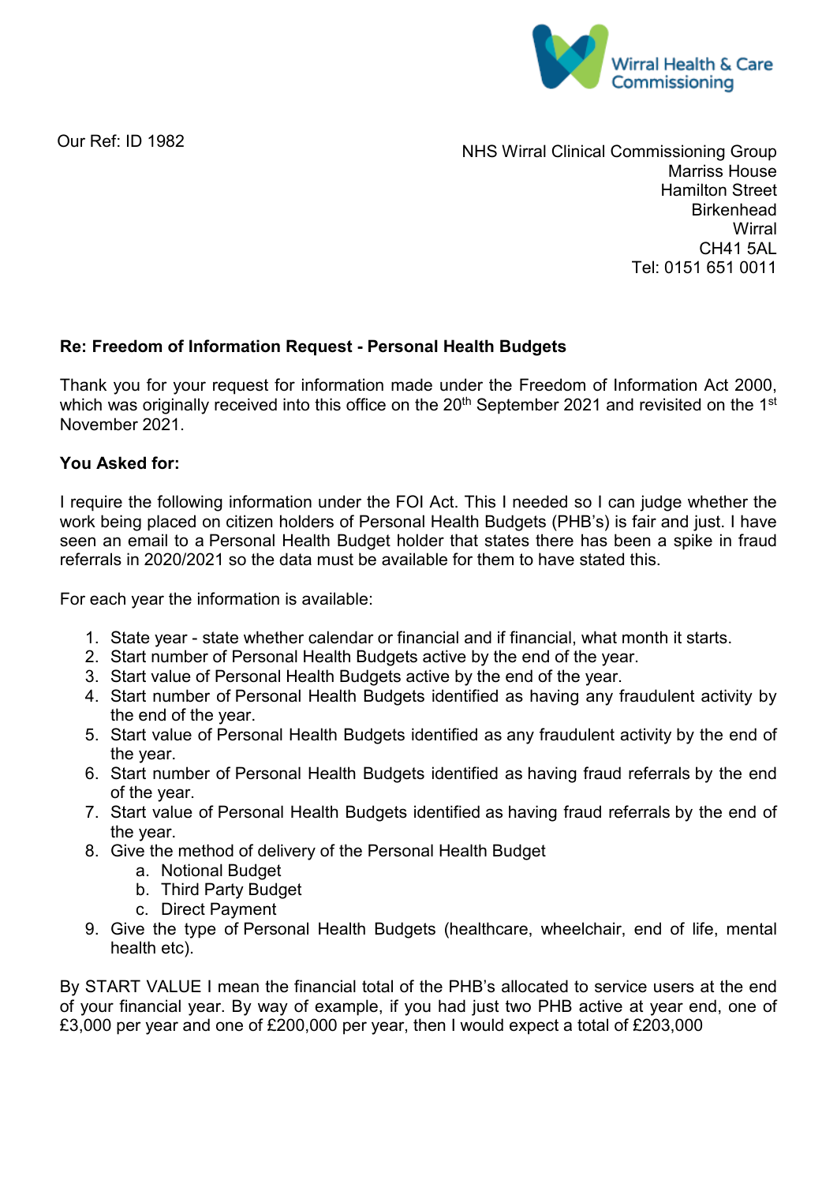Wirral Health & Care Commissioning

Our Ref: ID 1982

NHS Wirral Clinical Commissioning Group
Marriss House
Hamilton Street
Birkenhead
Wirral
CH41 5AL
Tel: 0151 651 0011

**Re: Freedom of Information Request - Personal Health Budgets**

Thank you for your request for information made under the Freedom of Information Act 2000, which was originally received into this office on the 20th September 2021 and revisited on the 1st November 2021.

**You Asked for:**

I require the following information under the FOI Act. This I needed so I can judge whether the work being placed on citizen holders of Personal Health Budgets (PHB's) is fair and just. I have seen an email to a Personal Health Budget holder that states there has been a spike in fraud referrals in 2020/2021 so the data must be available for them to have stated this.

For each year the information is available:

1. State year - state whether calendar or financial and if financial, what month it starts.
2. Start number of Personal Health Budgets active by the end of the year.
3. Start value of Personal Health Budgets active by the end of the year.
4. Start number of Personal Health Budgets identified as having any fraudulent activity by the end of the year.
5. Start value of Personal Health Budgets identified as any fraudulent activity by the end of the year.
6. Start number of Personal Health Budgets identified as having fraud referrals by the end of the year.
7. Start value of Personal Health Budgets identified as having fraud referrals by the end of the year.
8. Give the method of delivery of the Personal Health Budget
   a. Notional Budget
   b. Third Party Budget
   c. Direct Payment
9. Give the type of Personal Health Budgets (healthcare, wheelchair, end of life, mental health etc).

By START VALUE I mean the financial total of the PHB's allocated to service users at the end of your financial year. By way of example, if you had just two PHB active at year end, one of £3,000 per year and one of £200,000 per year, then I would expect a total of £203,000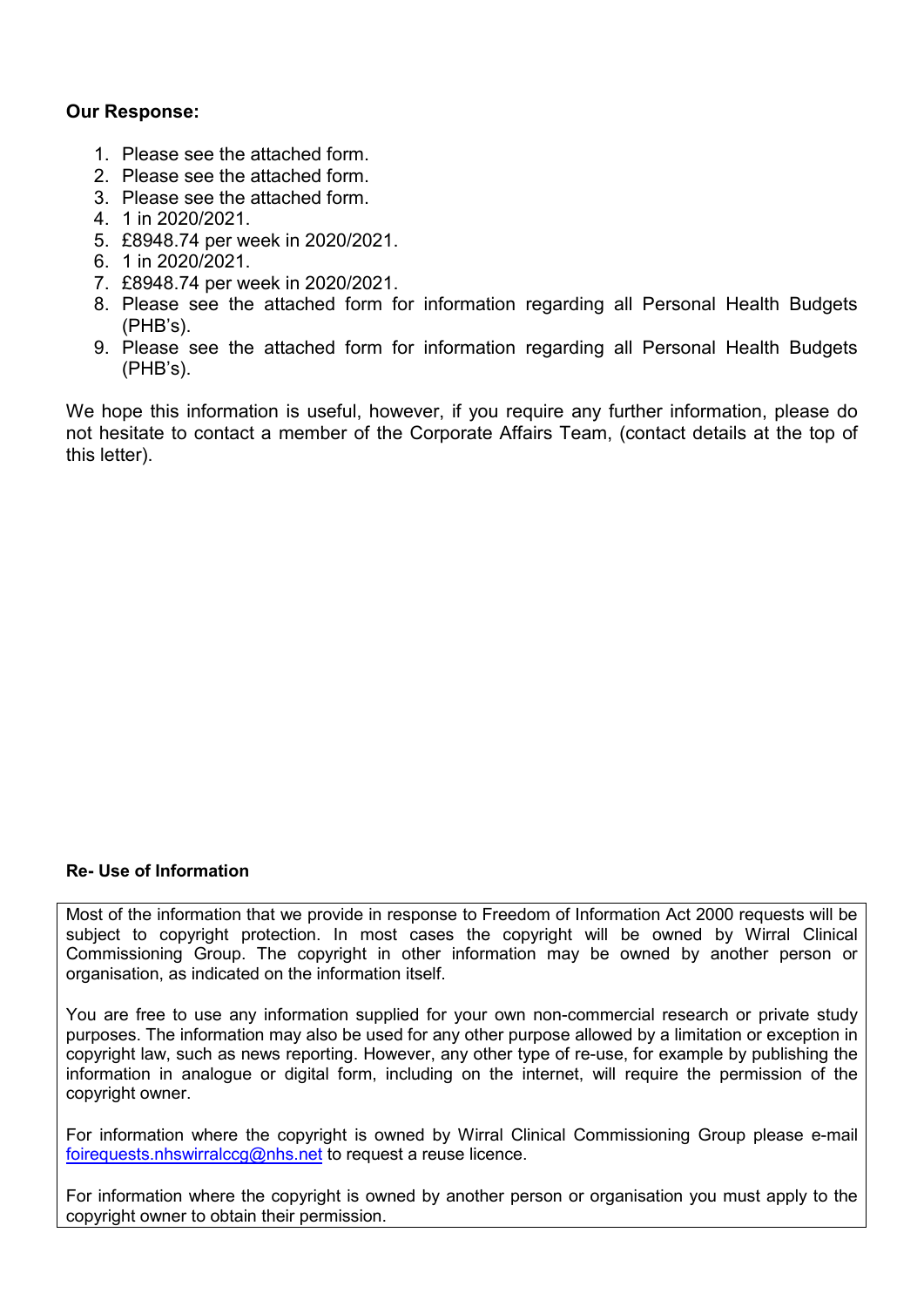**Our Response:**

1. Please see the attached form.
2. Please see the attached form.
3. Please see the attached form.
4. 1 in 2020/2021.
5. £8948.74 per week in 2020/2021.
6. 1 in 2020/2021.
7. £8948.74 per week in 2020/2021.
8. Please see the attached form for information regarding all Personal Health Budgets (PHB's).
9. Please see the attached form for information regarding all Personal Health Budgets (PHB's).

We hope this information is useful, however, if you require any further information, please do not hesitate to contact a member of the Corporate Affairs Team, (contact details at the top of this letter).

**Re- Use of Information**

Most of the information that we provide in response to Freedom of Information Act 2000 requests will be subject to copyright protection. In most cases the copyright will be owned by Wirral Clinical Commissioning Group. The copyright in other information may be owned by another person or organisation, as indicated on the information itself.

You are free to use any information supplied for your own non-commercial research or private study purposes. The information may also be used for any other purpose allowed by a limitation or exception in copyright law, such as news reporting. However, any other type of re-use, for example by publishing the information in analogue or digital form, including on the internet, will require the permission of the copyright owner.

For information where the copyright is owned by Wirral Clinical Commissioning Group please e-mail foirequests.nhswirralccg@nhs.net to request a reuse licence.

For information where the copyright is owned by another person or organisation you must apply to the copyright owner to obtain their permission.